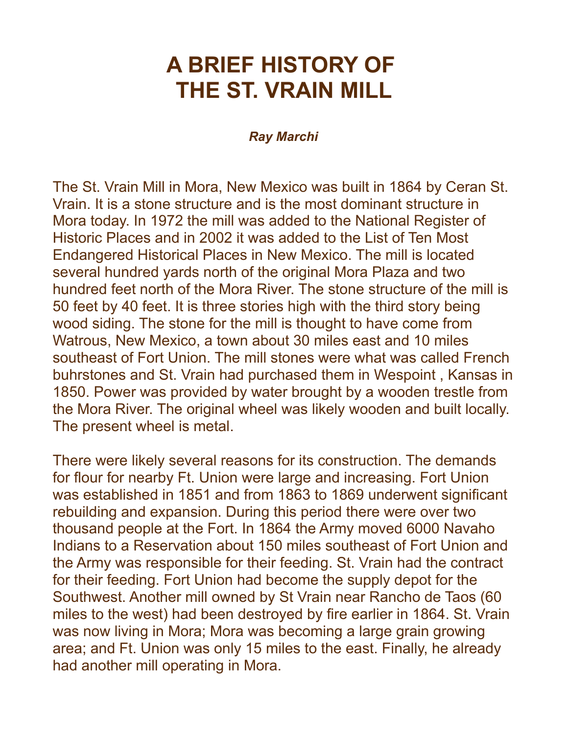# A BRIEF HISTORY OF THE ST. VRAIN MILL

***Ray Marchi***

The St. Vrain Mill in Mora, New Mexico was built in 1864 by Ceran St. Vrain. It is a stone structure and is the most dominant structure in Mora today. In 1972 the mill was added to the National Register of Historic Places and in 2002 it was added to the List of Ten Most Endangered Historical Places in New Mexico. The mill is located several hundred yards north of the original Mora Plaza and two hundred feet north of the Mora River. The stone structure of the mill is 50 feet by 40 feet. It is three stories high with the third story being wood siding. The stone for the mill is thought to have come from Watrous, New Mexico, a town about 30 miles east and 10 miles southeast of Fort Union. The mill stones were what was called French buhrstones and St. Vrain had purchased them in Wespoint , Kansas in 1850. Power was provided by water brought by a wooden trestle from the Mora River. The original wheel was likely wooden and built locally. The present wheel is metal.

There were likely several reasons for its construction. The demands for flour for nearby Ft. Union were large and increasing. Fort Union was established in 1851 and from 1863 to 1869 underwent significant rebuilding and expansion. During this period there were over two thousand people at the Fort. In 1864 the Army moved 6000 Navaho Indians to a Reservation about 150 miles southeast of Fort Union and the Army was responsible for their feeding. St. Vrain had the contract for their feeding. Fort Union had become the supply depot for the Southwest. Another mill owned by St Vrain near Rancho de Taos (60 miles to the west) had been destroyed by fire earlier in 1864. St. Vrain was now living in Mora; Mora was becoming a large grain growing area; and Ft. Union was only 15 miles to the east. Finally, he already had another mill operating in Mora.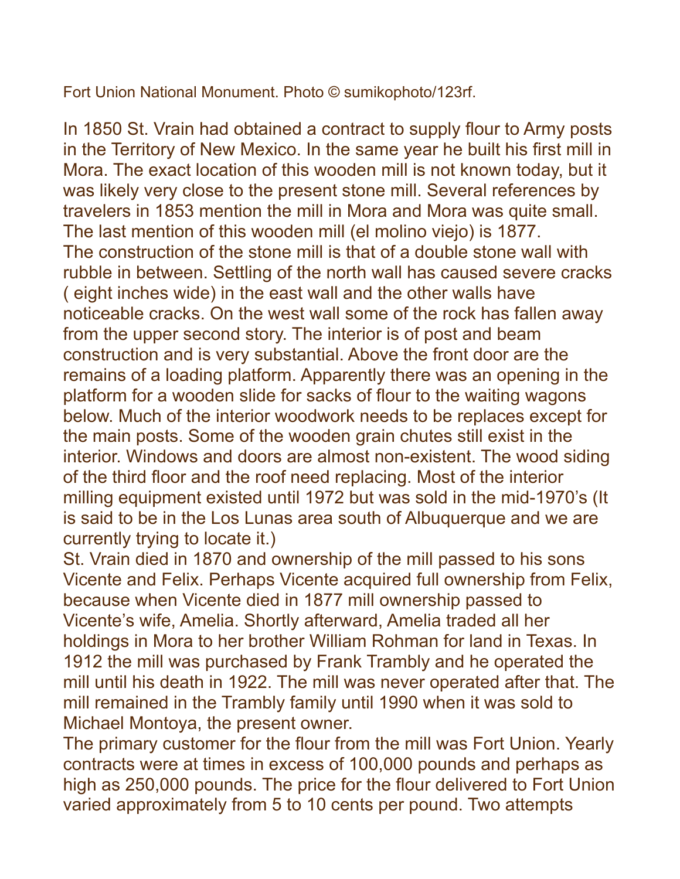Fort Union National Monument. Photo © sumikophoto/123rf.

In 1850 St. Vrain had obtained a contract to supply flour to Army posts in the Territory of New Mexico. In the same year he built his first mill in Mora. The exact location of this wooden mill is not known today, but it was likely very close to the present stone mill. Several references by travelers in 1853 mention the mill in Mora and Mora was quite small. The last mention of this wooden mill (el molino viejo) is 1877.
The construction of the stone mill is that of a double stone wall with rubble in between. Settling of the north wall has caused severe cracks ( eight inches wide) in the east wall and the other walls have noticeable cracks. On the west wall some of the rock has fallen away from the upper second story. The interior is of post and beam construction and is very substantial. Above the front door are the remains of a loading platform. Apparently there was an opening in the platform for a wooden slide for sacks of flour to the waiting wagons below. Much of the interior woodwork needs to be replaces except for the main posts. Some of the wooden grain chutes still exist in the interior. Windows and doors are almost non-existent. The wood siding of the third floor and the roof need replacing. Most of the interior milling equipment existed until 1972 but was sold in the mid-1970's (It is said to be in the Los Lunas area south of Albuquerque and we are currently trying to locate it.)
St. Vrain died in 1870 and ownership of the mill passed to his sons Vicente and Felix. Perhaps Vicente acquired full ownership from Felix, because when Vicente died in 1877 mill ownership passed to Vicente's wife, Amelia. Shortly afterward, Amelia traded all her holdings in Mora to her brother William Rohman for land in Texas. In 1912 the mill was purchased by Frank Trambly and he operated the mill until his death in 1922. The mill was never operated after that. The mill remained in the Trambly family until 1990 when it was sold to Michael Montoya, the present owner.
The primary customer for the flour from the mill was Fort Union. Yearly contracts were at times in excess of 100,000 pounds and perhaps as high as 250,000 pounds. The price for the flour delivered to Fort Union varied approximately from 5 to 10 cents per pound. Two attempts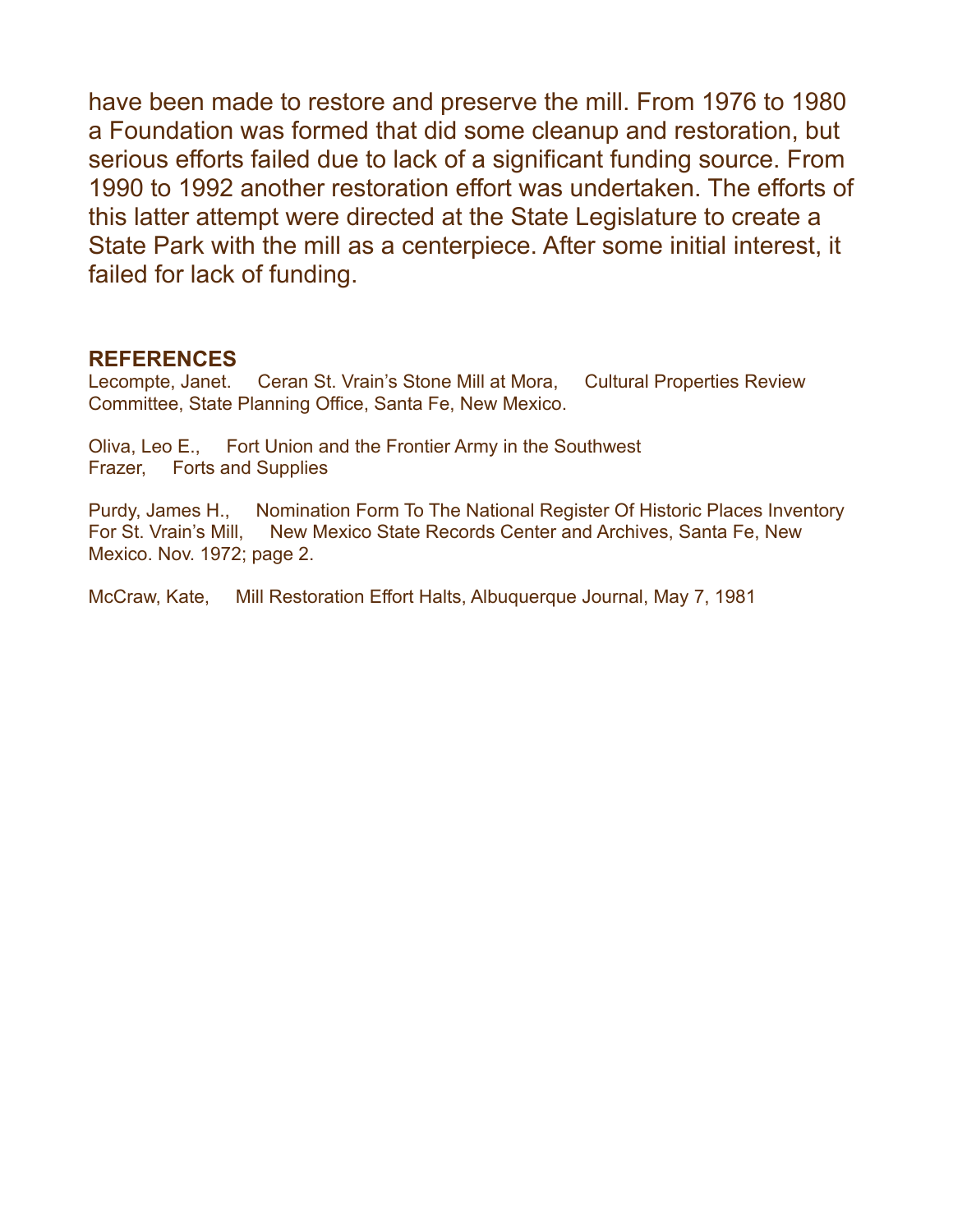have been made to restore and preserve the mill. From 1976 to 1980 a Foundation was formed that did some cleanup and restoration, but serious efforts failed due to lack of a significant funding source. From 1990 to 1992 another restoration effort was undertaken. The efforts of this latter attempt were directed at the State Legislature to create a State Park with the mill as a centerpiece. After some initial interest, it failed for lack of funding.

## REFERENCES

Lecompte, Janet. Ceran St. Vrain's Stone Mill at Mora, Cultural Properties Review Committee, State Planning Office, Santa Fe, New Mexico.

Oliva, Leo E., Fort Union and the Frontier Army in the Southwest
Frazer, Forts and Supplies

Purdy, James H., Nomination Form To The National Register Of Historic Places Inventory For St. Vrain's Mill, New Mexico State Records Center and Archives, Santa Fe, New Mexico. Nov. 1972; page 2.

McCraw, Kate, Mill Restoration Effort Halts, Albuquerque Journal, May 7, 1981